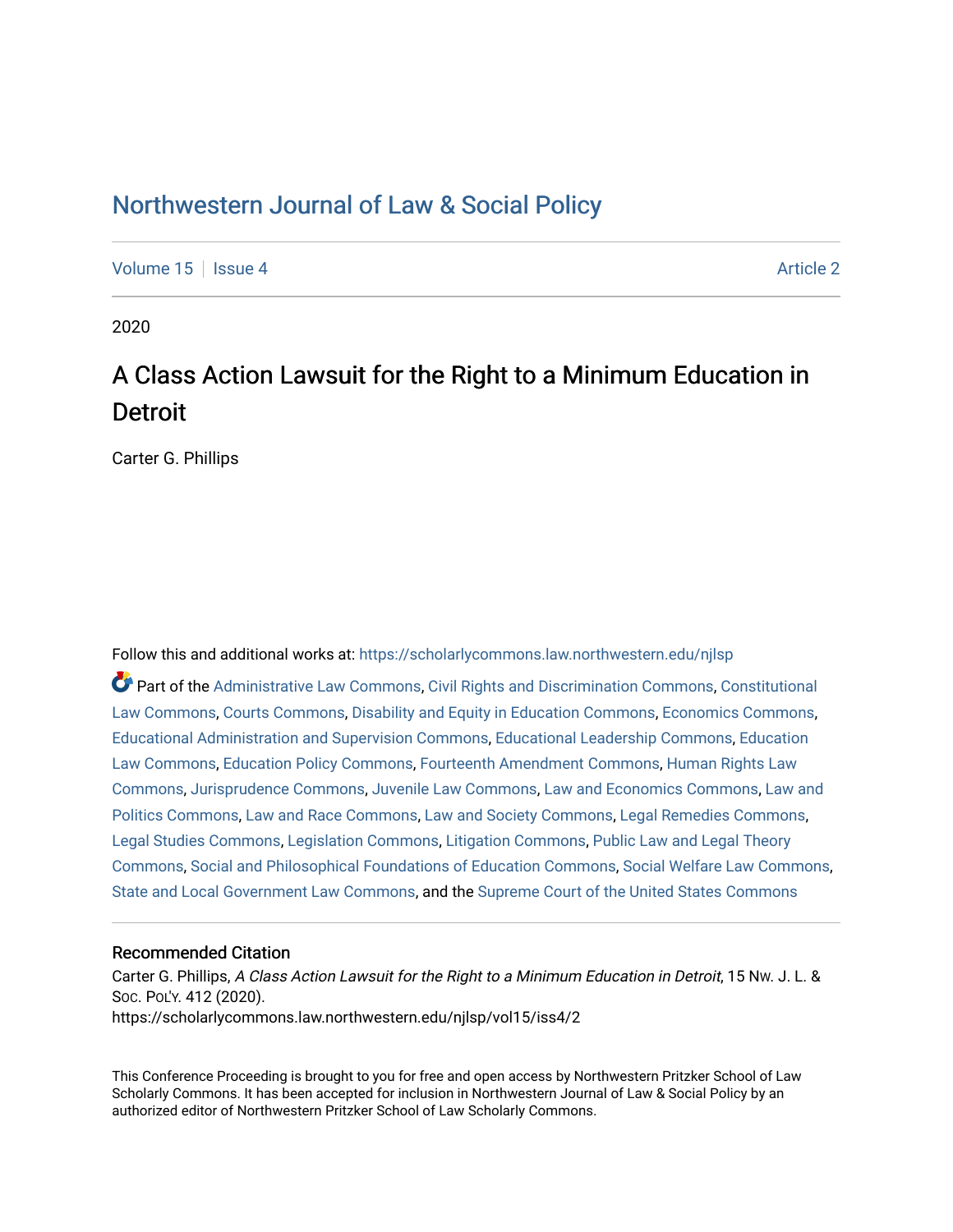# Northwestern Journal of Law & Social Policy

Volume 15 | Issue 4 | Article 2

2020

## A Class Action Lawsuit for the Right to a Minimum Education in Detroit

Carter G. Phillips

Follow this and additional works at: https://scholarlycommons.law.northwestern.edu/njlsp

Part of the Administrative Law Commons, Civil Rights and Discrimination Commons, Constitutional Law Commons, Courts Commons, Disability and Equity in Education Commons, Economics Commons, Educational Administration and Supervision Commons, Educational Leadership Commons, Education Law Commons, Education Policy Commons, Fourteenth Amendment Commons, Human Rights Law Commons, Jurisprudence Commons, Juvenile Law Commons, Law and Economics Commons, Law and Politics Commons, Law and Race Commons, Law and Society Commons, Legal Remedies Commons, Legal Studies Commons, Legislation Commons, Litigation Commons, Public Law and Legal Theory Commons, Social and Philosophical Foundations of Education Commons, Social Welfare Law Commons, State and Local Government Law Commons, and the Supreme Court of the United States Commons

### Recommended Citation

Carter G. Phillips, *A Class Action Lawsuit for the Right to a Minimum Education in Detroit*, 15 NW. J. L. & SOC. POL'Y. 412 (2020).
https://scholarlycommons.law.northwestern.edu/njlsp/vol15/iss4/2

This Conference Proceeding is brought to you for free and open access by Northwestern Pritzker School of Law Scholarly Commons. It has been accepted for inclusion in Northwestern Journal of Law & Social Policy by an authorized editor of Northwestern Pritzker School of Law Scholarly Commons.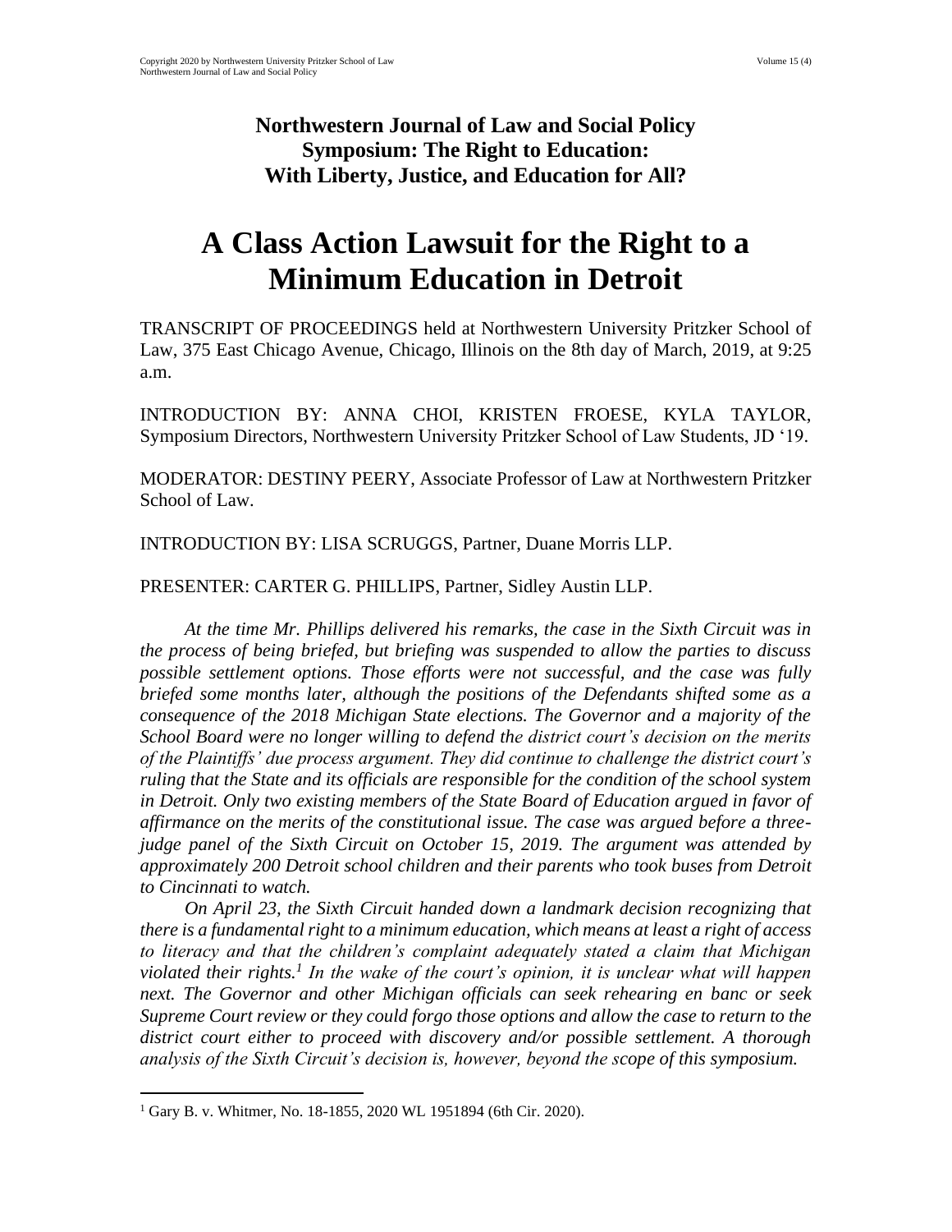**Northwestern Journal of Law and Social Policy**
**Symposium: The Right to Education:**
**With Liberty, Justice, and Education for All?**

# A Class Action Lawsuit for the Right to a Minimum Education in Detroit

TRANSCRIPT OF PROCEEDINGS held at Northwestern University Pritzker School of Law, 375 East Chicago Avenue, Chicago, Illinois on the 8th day of March, 2019, at 9:25 a.m.

INTRODUCTION BY: ANNA CHOI, KRISTEN FROESE, KYLA TAYLOR, Symposium Directors, Northwestern University Pritzker School of Law Students, JD '19.

MODERATOR: DESTINY PEERY, Associate Professor of Law at Northwestern Pritzker School of Law.

INTRODUCTION BY: LISA SCRUGGS, Partner, Duane Morris LLP.

PRESENTER: CARTER G. PHILLIPS, Partner, Sidley Austin LLP.

*At the time Mr. Phillips delivered his remarks, the case in the Sixth Circuit was in the process of being briefed, but briefing was suspended to allow the parties to discuss possible settlement options. Those efforts were not successful, and the case was fully briefed some months later, although the positions of the Defendants shifted some as a consequence of the 2018 Michigan State elections. The Governor and a majority of the School Board were no longer willing to defend the district court's decision on the merits of the Plaintiffs' due process argument. They did continue to challenge the district court's ruling that the State and its officials are responsible for the condition of the school system in Detroit. Only two existing members of the State Board of Education argued in favor of affirmance on the merits of the constitutional issue. The case was argued before a three-judge panel of the Sixth Circuit on October 15, 2019. The argument was attended by approximately 200 Detroit school children and their parents who took buses from Detroit to Cincinnati to watch.*

*On April 23, the Sixth Circuit handed down a landmark decision recognizing that there is a fundamental right to a minimum education, which means at least a right of access to literacy and that the children's complaint adequately stated a claim that Michigan violated their rights.[1] In the wake of the court's opinion, it is unclear what will happen next. The Governor and other Michigan officials can seek rehearing en banc or seek Supreme Court review or they could forgo those options and allow the case to return to the district court either to proceed with discovery and/or possible settlement. A thorough analysis of the Sixth Circuit's decision is, however, beyond the scope of this symposium.*

---

[1] Gary B. v. Whitmer, No. 18-1855, 2020 WL 1951894 (6th Cir. 2020).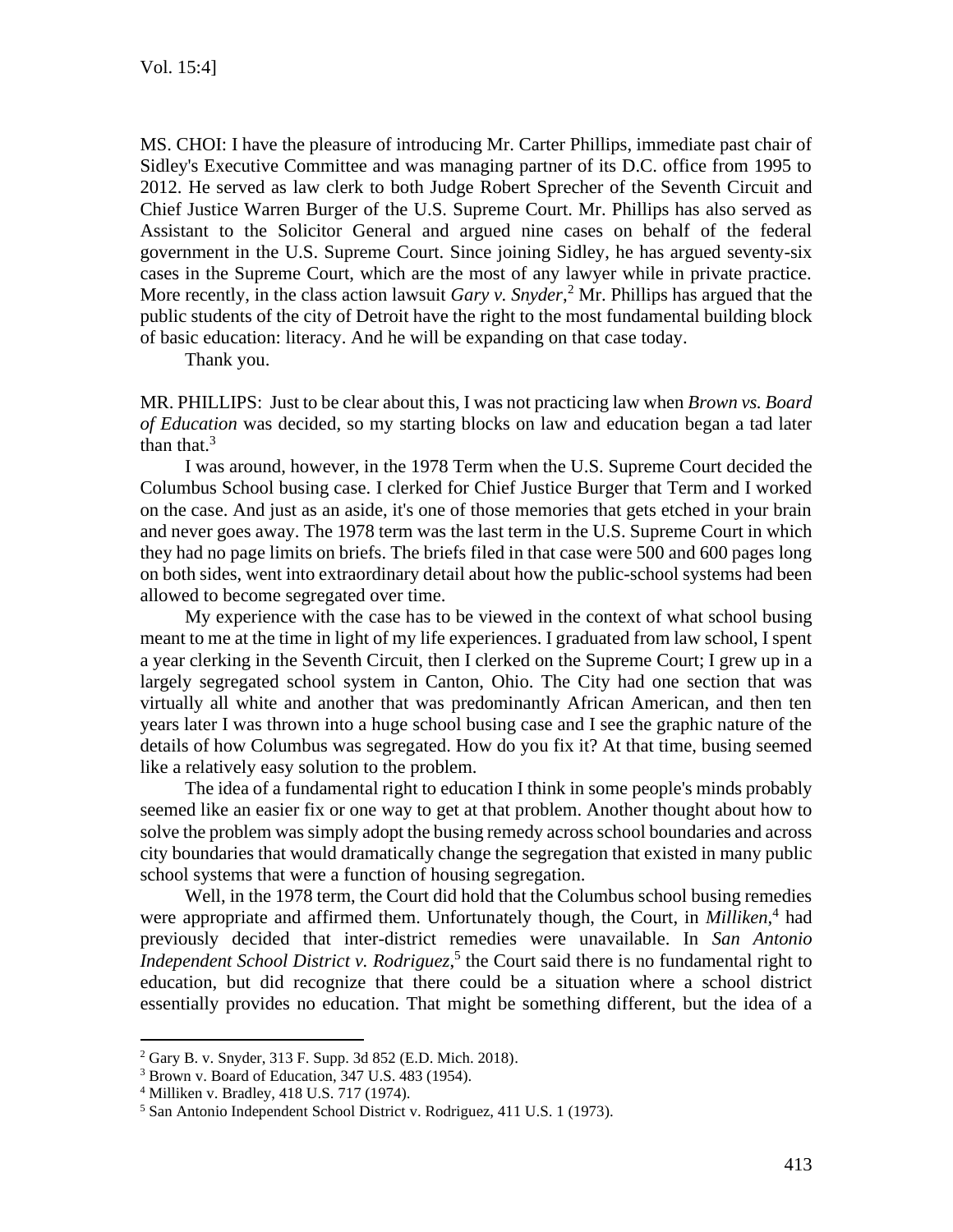MS. CHOI: I have the pleasure of introducing Mr. Carter Phillips, immediate past chair of Sidley's Executive Committee and was managing partner of its D.C. office from 1995 to 2012. He served as law clerk to both Judge Robert Sprecher of the Seventh Circuit and Chief Justice Warren Burger of the U.S. Supreme Court. Mr. Phillips has also served as Assistant to the Solicitor General and argued nine cases on behalf of the federal government in the U.S. Supreme Court. Since joining Sidley, he has argued seventy-six cases in the Supreme Court, which are the most of any lawyer while in private practice. More recently, in the class action lawsuit *Gary v. Snyder*,[2] Mr. Phillips has argued that the public students of the city of Detroit have the right to the most fundamental building block of basic education: literacy. And he will be expanding on that case today.

Thank you.

MR. PHILLIPS: Just to be clear about this, I was not practicing law when *Brown vs. Board of Education* was decided, so my starting blocks on law and education began a tad later than that.[3]

I was around, however, in the 1978 Term when the U.S. Supreme Court decided the Columbus School busing case. I clerked for Chief Justice Burger that Term and I worked on the case. And just as an aside, it's one of those memories that gets etched in your brain and never goes away. The 1978 term was the last term in the U.S. Supreme Court in which they had no page limits on briefs. The briefs filed in that case were 500 and 600 pages long on both sides, went into extraordinary detail about how the public-school systems had been allowed to become segregated over time.

My experience with the case has to be viewed in the context of what school busing meant to me at the time in light of my life experiences. I graduated from law school, I spent a year clerking in the Seventh Circuit, then I clerked on the Supreme Court; I grew up in a largely segregated school system in Canton, Ohio. The City had one section that was virtually all white and another that was predominantly African American, and then ten years later I was thrown into a huge school busing case and I see the graphic nature of the details of how Columbus was segregated. How do you fix it? At that time, busing seemed like a relatively easy solution to the problem.

The idea of a fundamental right to education I think in some people's minds probably seemed like an easier fix or one way to get at that problem. Another thought about how to solve the problem was simply adopt the busing remedy across school boundaries and across city boundaries that would dramatically change the segregation that existed in many public school systems that were a function of housing segregation.

Well, in the 1978 term, the Court did hold that the Columbus school busing remedies were appropriate and affirmed them. Unfortunately though, the Court, in *Milliken*,[4] had previously decided that inter-district remedies were unavailable. In *San Antonio Independent School District v. Rodriguez*,[5] the Court said there is no fundamental right to education, but did recognize that there could be a situation where a school district essentially provides no education. That might be something different, but the idea of a

---

[2] Gary B. v. Snyder, 313 F. Supp. 3d 852 (E.D. Mich. 2018).

[3] Brown v. Board of Education, 347 U.S. 483 (1954).

[4] Milliken v. Bradley, 418 U.S. 717 (1974).

[5] San Antonio Independent School District v. Rodriguez, 411 U.S. 1 (1973).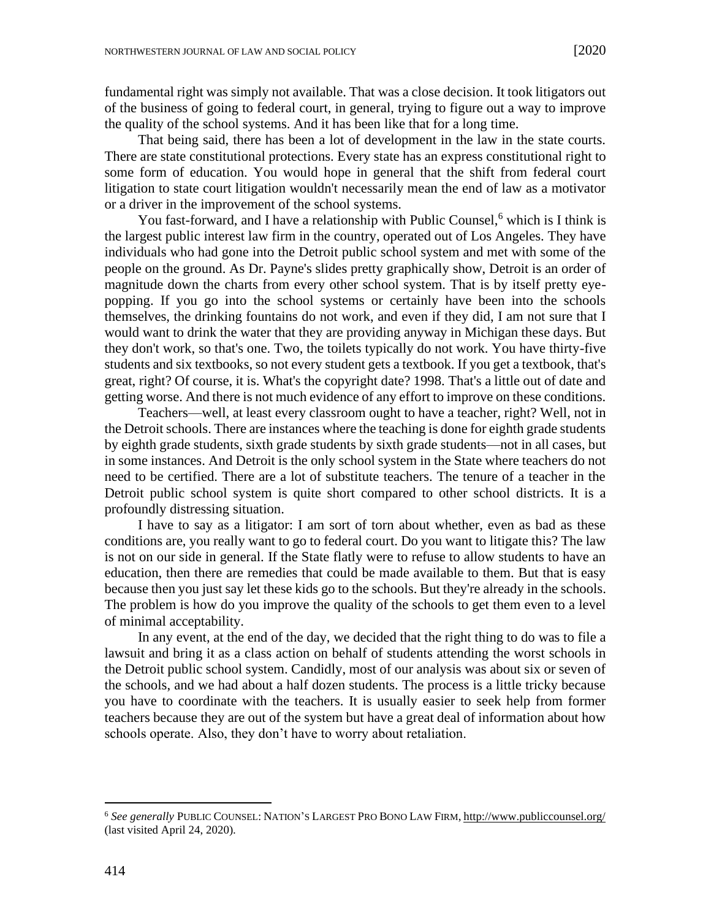fundamental right was simply not available. That was a close decision. It took litigators out of the business of going to federal court, in general, trying to figure out a way to improve the quality of the school systems. And it has been like that for a long time.

That being said, there has been a lot of development in the law in the state courts. There are state constitutional protections. Every state has an express constitutional right to some form of education. You would hope in general that the shift from federal court litigation to state court litigation wouldn't necessarily mean the end of law as a motivator or a driver in the improvement of the school systems.

You fast-forward, and I have a relationship with Public Counsel,[6] which is I think is the largest public interest law firm in the country, operated out of Los Angeles. They have individuals who had gone into the Detroit public school system and met with some of the people on the ground. As Dr. Payne's slides pretty graphically show, Detroit is an order of magnitude down the charts from every other school system. That is by itself pretty eye-popping. If you go into the school systems or certainly have been into the schools themselves, the drinking fountains do not work, and even if they did, I am not sure that I would want to drink the water that they are providing anyway in Michigan these days. But they don't work, so that's one. Two, the toilets typically do not work. You have thirty-five students and six textbooks, so not every student gets a textbook. If you get a textbook, that's great, right? Of course, it is. What's the copyright date? 1998. That's a little out of date and getting worse. And there is not much evidence of any effort to improve on these conditions.

Teachers—well, at least every classroom ought to have a teacher, right? Well, not in the Detroit schools. There are instances where the teaching is done for eighth grade students by eighth grade students, sixth grade students by sixth grade students—not in all cases, but in some instances. And Detroit is the only school system in the State where teachers do not need to be certified. There are a lot of substitute teachers. The tenure of a teacher in the Detroit public school system is quite short compared to other school districts. It is a profoundly distressing situation.

I have to say as a litigator: I am sort of torn about whether, even as bad as these conditions are, you really want to go to federal court. Do you want to litigate this? The law is not on our side in general. If the State flatly were to refuse to allow students to have an education, then there are remedies that could be made available to them. But that is easy because then you just say let these kids go to the schools. But they're already in the schools. The problem is how do you improve the quality of the schools to get them even to a level of minimal acceptability.

In any event, at the end of the day, we decided that the right thing to do was to file a lawsuit and bring it as a class action on behalf of students attending the worst schools in the Detroit public school system. Candidly, most of our analysis was about six or seven of the schools, and we had about a half dozen students. The process is a little tricky because you have to coordinate with the teachers. It is usually easier to seek help from former teachers because they are out of the system but have a great deal of information about how schools operate. Also, they don't have to worry about retaliation.

[6] *See generally* PUBLIC COUNSEL: NATION'S LARGEST PRO BONO LAW FIRM, http://www.publiccounsel.org/ (last visited April 24, 2020).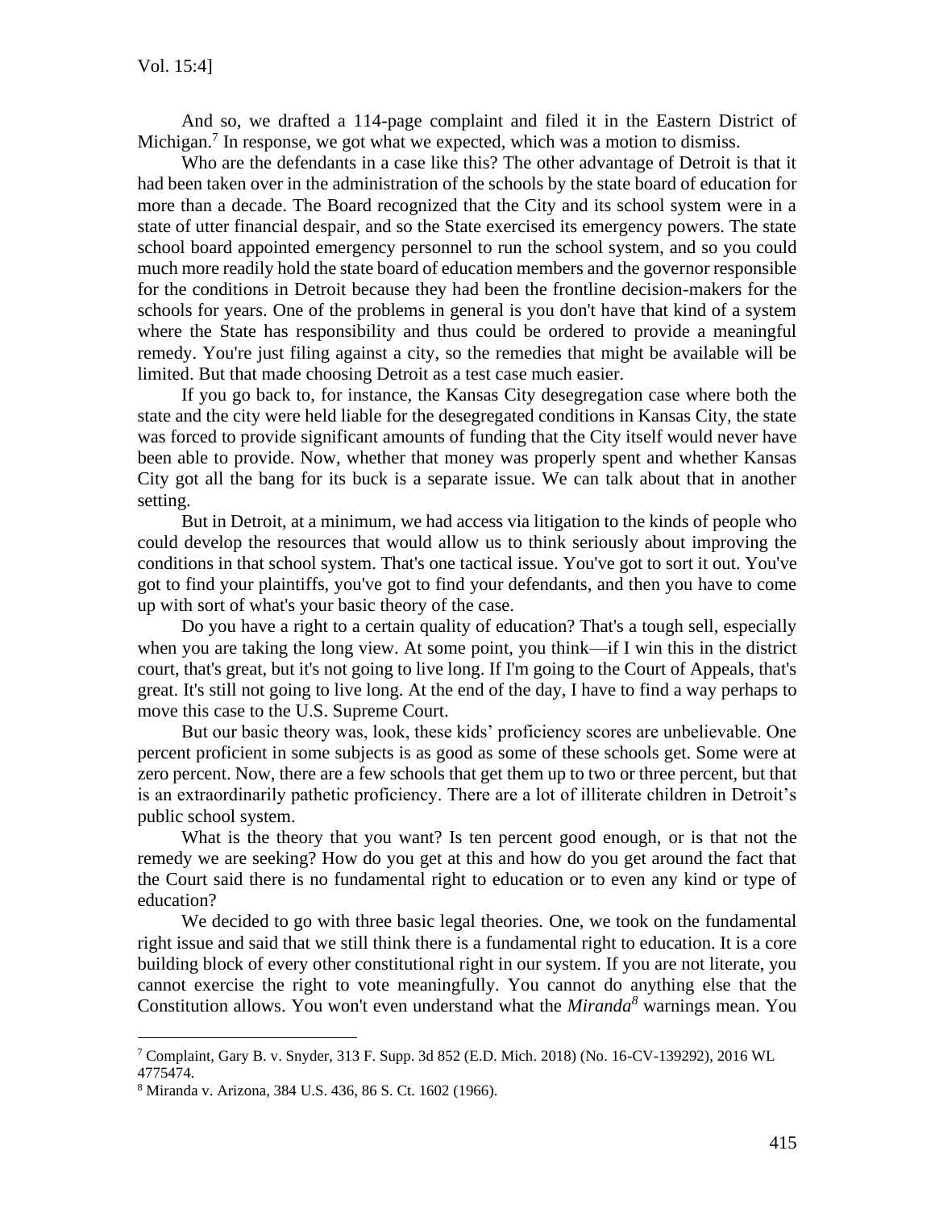And so, we drafted a 114-page complaint and filed it in the Eastern District of Michigan.[7] In response, we got what we expected, which was a motion to dismiss.

Who are the defendants in a case like this? The other advantage of Detroit is that it had been taken over in the administration of the schools by the state board of education for more than a decade. The Board recognized that the City and its school system were in a state of utter financial despair, and so the State exercised its emergency powers. The state school board appointed emergency personnel to run the school system, and so you could much more readily hold the state board of education members and the governor responsible for the conditions in Detroit because they had been the frontline decision-makers for the schools for years. One of the problems in general is you don't have that kind of a system where the State has responsibility and thus could be ordered to provide a meaningful remedy. You're just filing against a city, so the remedies that might be available will be limited. But that made choosing Detroit as a test case much easier.

If you go back to, for instance, the Kansas City desegregation case where both the state and the city were held liable for the desegregated conditions in Kansas City, the state was forced to provide significant amounts of funding that the City itself would never have been able to provide. Now, whether that money was properly spent and whether Kansas City got all the bang for its buck is a separate issue. We can talk about that in another setting.

But in Detroit, at a minimum, we had access via litigation to the kinds of people who could develop the resources that would allow us to think seriously about improving the conditions in that school system. That's one tactical issue. You've got to sort it out. You've got to find your plaintiffs, you've got to find your defendants, and then you have to come up with sort of what's your basic theory of the case.

Do you have a right to a certain quality of education? That's a tough sell, especially when you are taking the long view. At some point, you think—if I win this in the district court, that's great, but it's not going to live long. If I'm going to the Court of Appeals, that's great. It's still not going to live long. At the end of the day, I have to find a way perhaps to move this case to the U.S. Supreme Court.

But our basic theory was, look, these kids' proficiency scores are unbelievable. One percent proficient in some subjects is as good as some of these schools get. Some were at zero percent. Now, there are a few schools that get them up to two or three percent, but that is an extraordinarily pathetic proficiency. There are a lot of illiterate children in Detroit's public school system.

What is the theory that you want? Is ten percent good enough, or is that not the remedy we are seeking? How do you get at this and how do you get around the fact that the Court said there is no fundamental right to education or to even any kind or type of education?

We decided to go with three basic legal theories. One, we took on the fundamental right issue and said that we still think there is a fundamental right to education. It is a core building block of every other constitutional right in our system. If you are not literate, you cannot exercise the right to vote meaningfully. You cannot do anything else that the Constitution allows. You won't even understand what the *Miranda*[8] warnings mean. You

---

[7] Complaint, Gary B. v. Snyder, 313 F. Supp. 3d 852 (E.D. Mich. 2018) (No. 16-CV-139292), 2016 WL 4775474.

[8] Miranda v. Arizona, 384 U.S. 436, 86 S. Ct. 1602 (1966).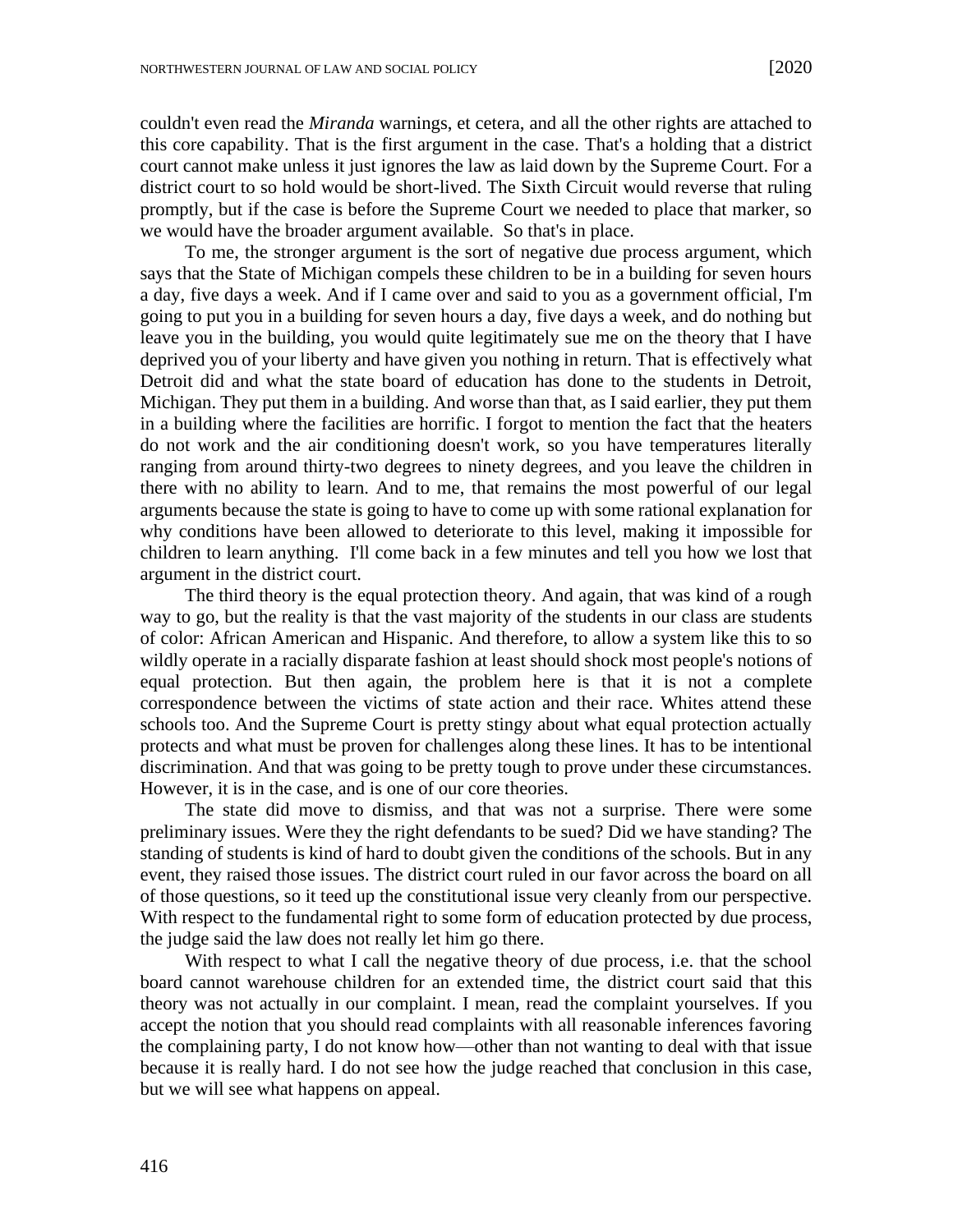couldn't even read the *Miranda* warnings, et cetera, and all the other rights are attached to this core capability. That is the first argument in the case. That's a holding that a district court cannot make unless it just ignores the law as laid down by the Supreme Court. For a district court to so hold would be short-lived. The Sixth Circuit would reverse that ruling promptly, but if the case is before the Supreme Court we needed to place that marker, so we would have the broader argument available. So that's in place.

To me, the stronger argument is the sort of negative due process argument, which says that the State of Michigan compels these children to be in a building for seven hours a day, five days a week. And if I came over and said to you as a government official, I'm going to put you in a building for seven hours a day, five days a week, and do nothing but leave you in the building, you would quite legitimately sue me on the theory that I have deprived you of your liberty and have given you nothing in return. That is effectively what Detroit did and what the state board of education has done to the students in Detroit, Michigan. They put them in a building. And worse than that, as I said earlier, they put them in a building where the facilities are horrific. I forgot to mention the fact that the heaters do not work and the air conditioning doesn't work, so you have temperatures literally ranging from around thirty-two degrees to ninety degrees, and you leave the children in there with no ability to learn. And to me, that remains the most powerful of our legal arguments because the state is going to have to come up with some rational explanation for why conditions have been allowed to deteriorate to this level, making it impossible for children to learn anything. I'll come back in a few minutes and tell you how we lost that argument in the district court.

The third theory is the equal protection theory. And again, that was kind of a rough way to go, but the reality is that the vast majority of the students in our class are students of color: African American and Hispanic. And therefore, to allow a system like this to so wildly operate in a racially disparate fashion at least should shock most people's notions of equal protection. But then again, the problem here is that it is not a complete correspondence between the victims of state action and their race. Whites attend these schools too. And the Supreme Court is pretty stingy about what equal protection actually protects and what must be proven for challenges along these lines. It has to be intentional discrimination. And that was going to be pretty tough to prove under these circumstances. However, it is in the case, and is one of our core theories.

The state did move to dismiss, and that was not a surprise. There were some preliminary issues. Were they the right defendants to be sued? Did we have standing? The standing of students is kind of hard to doubt given the conditions of the schools. But in any event, they raised those issues. The district court ruled in our favor across the board on all of those questions, so it teed up the constitutional issue very cleanly from our perspective. With respect to the fundamental right to some form of education protected by due process, the judge said the law does not really let him go there.

With respect to what I call the negative theory of due process, i.e. that the school board cannot warehouse children for an extended time, the district court said that this theory was not actually in our complaint. I mean, read the complaint yourselves. If you accept the notion that you should read complaints with all reasonable inferences favoring the complaining party, I do not know how—other than not wanting to deal with that issue because it is really hard. I do not see how the judge reached that conclusion in this case, but we will see what happens on appeal.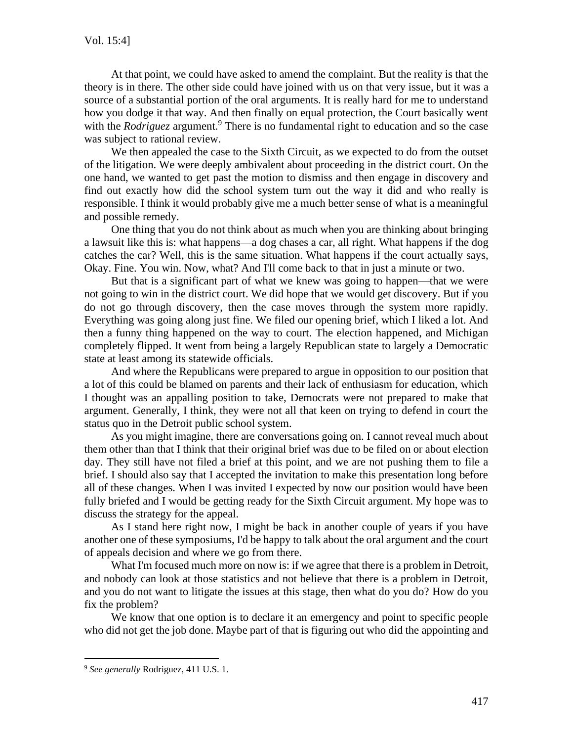At that point, we could have asked to amend the complaint. But the reality is that the theory is in there. The other side could have joined with us on that very issue, but it was a source of a substantial portion of the oral arguments. It is really hard for me to understand how you dodge it that way. And then finally on equal protection, the Court basically went with the *Rodriguez* argument.[9] There is no fundamental right to education and so the case was subject to rational review.

We then appealed the case to the Sixth Circuit, as we expected to do from the outset of the litigation. We were deeply ambivalent about proceeding in the district court. On the one hand, we wanted to get past the motion to dismiss and then engage in discovery and find out exactly how did the school system turn out the way it did and who really is responsible. I think it would probably give me a much better sense of what is a meaningful and possible remedy.

One thing that you do not think about as much when you are thinking about bringing a lawsuit like this is: what happens—a dog chases a car, all right. What happens if the dog catches the car? Well, this is the same situation. What happens if the court actually says, Okay. Fine. You win. Now, what? And I'll come back to that in just a minute or two.

But that is a significant part of what we knew was going to happen—that we were not going to win in the district court. We did hope that we would get discovery. But if you do not go through discovery, then the case moves through the system more rapidly. Everything was going along just fine. We filed our opening brief, which I liked a lot. And then a funny thing happened on the way to court. The election happened, and Michigan completely flipped. It went from being a largely Republican state to largely a Democratic state at least among its statewide officials.

And where the Republicans were prepared to argue in opposition to our position that a lot of this could be blamed on parents and their lack of enthusiasm for education, which I thought was an appalling position to take, Democrats were not prepared to make that argument. Generally, I think, they were not all that keen on trying to defend in court the status quo in the Detroit public school system.

As you might imagine, there are conversations going on. I cannot reveal much about them other than that I think that their original brief was due to be filed on or about election day. They still have not filed a brief at this point, and we are not pushing them to file a brief. I should also say that I accepted the invitation to make this presentation long before all of these changes. When I was invited I expected by now our position would have been fully briefed and I would be getting ready for the Sixth Circuit argument. My hope was to discuss the strategy for the appeal.

As I stand here right now, I might be back in another couple of years if you have another one of these symposiums, I'd be happy to talk about the oral argument and the court of appeals decision and where we go from there.

What I'm focused much more on now is: if we agree that there is a problem in Detroit, and nobody can look at those statistics and not believe that there is a problem in Detroit, and you do not want to litigate the issues at this stage, then what do you do? How do you fix the problem?

We know that one option is to declare it an emergency and point to specific people who did not get the job done. Maybe part of that is figuring out who did the appointing and

---

[9] *See generally* Rodriguez, 411 U.S. 1.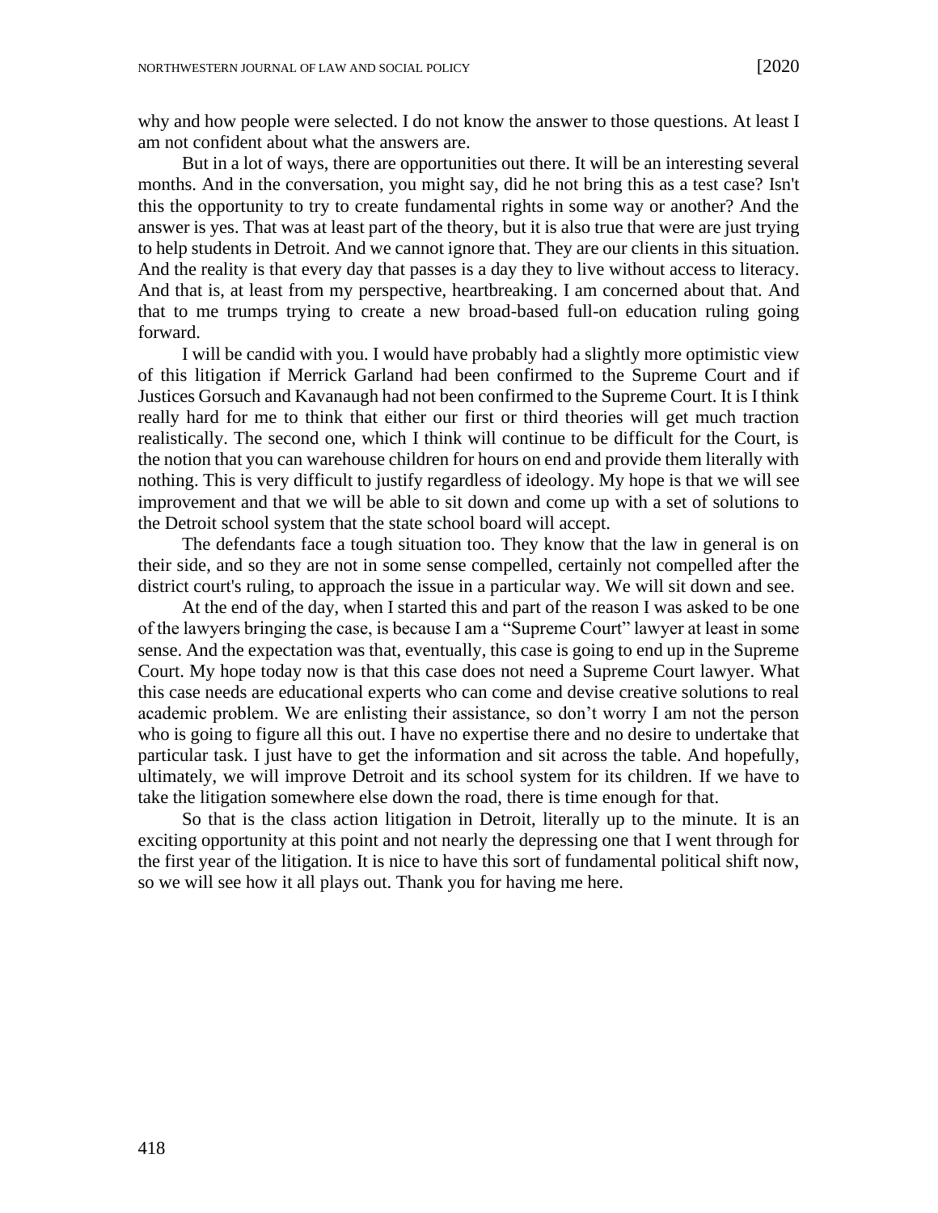why and how people were selected. I do not know the answer to those questions. At least I am not confident about what the answers are.

But in a lot of ways, there are opportunities out there. It will be an interesting several months. And in the conversation, you might say, did he not bring this as a test case? Isn't this the opportunity to try to create fundamental rights in some way or another? And the answer is yes. That was at least part of the theory, but it is also true that were are just trying to help students in Detroit. And we cannot ignore that. They are our clients in this situation. And the reality is that every day that passes is a day they to live without access to literacy. And that is, at least from my perspective, heartbreaking. I am concerned about that. And that to me trumps trying to create a new broad-based full-on education ruling going forward.

I will be candid with you. I would have probably had a slightly more optimistic view of this litigation if Merrick Garland had been confirmed to the Supreme Court and if Justices Gorsuch and Kavanaugh had not been confirmed to the Supreme Court. It is I think really hard for me to think that either our first or third theories will get much traction realistically. The second one, which I think will continue to be difficult for the Court, is the notion that you can warehouse children for hours on end and provide them literally with nothing. This is very difficult to justify regardless of ideology. My hope is that we will see improvement and that we will be able to sit down and come up with a set of solutions to the Detroit school system that the state school board will accept.

The defendants face a tough situation too. They know that the law in general is on their side, and so they are not in some sense compelled, certainly not compelled after the district court's ruling, to approach the issue in a particular way. We will sit down and see.

At the end of the day, when I started this and part of the reason I was asked to be one of the lawyers bringing the case, is because I am a "Supreme Court" lawyer at least in some sense. And the expectation was that, eventually, this case is going to end up in the Supreme Court. My hope today now is that this case does not need a Supreme Court lawyer. What this case needs are educational experts who can come and devise creative solutions to real academic problem. We are enlisting their assistance, so don't worry I am not the person who is going to figure all this out. I have no expertise there and no desire to undertake that particular task. I just have to get the information and sit across the table. And hopefully, ultimately, we will improve Detroit and its school system for its children. If we have to take the litigation somewhere else down the road, there is time enough for that.

So that is the class action litigation in Detroit, literally up to the minute. It is an exciting opportunity at this point and not nearly the depressing one that I went through for the first year of the litigation. It is nice to have this sort of fundamental political shift now, so we will see how it all plays out. Thank you for having me here.